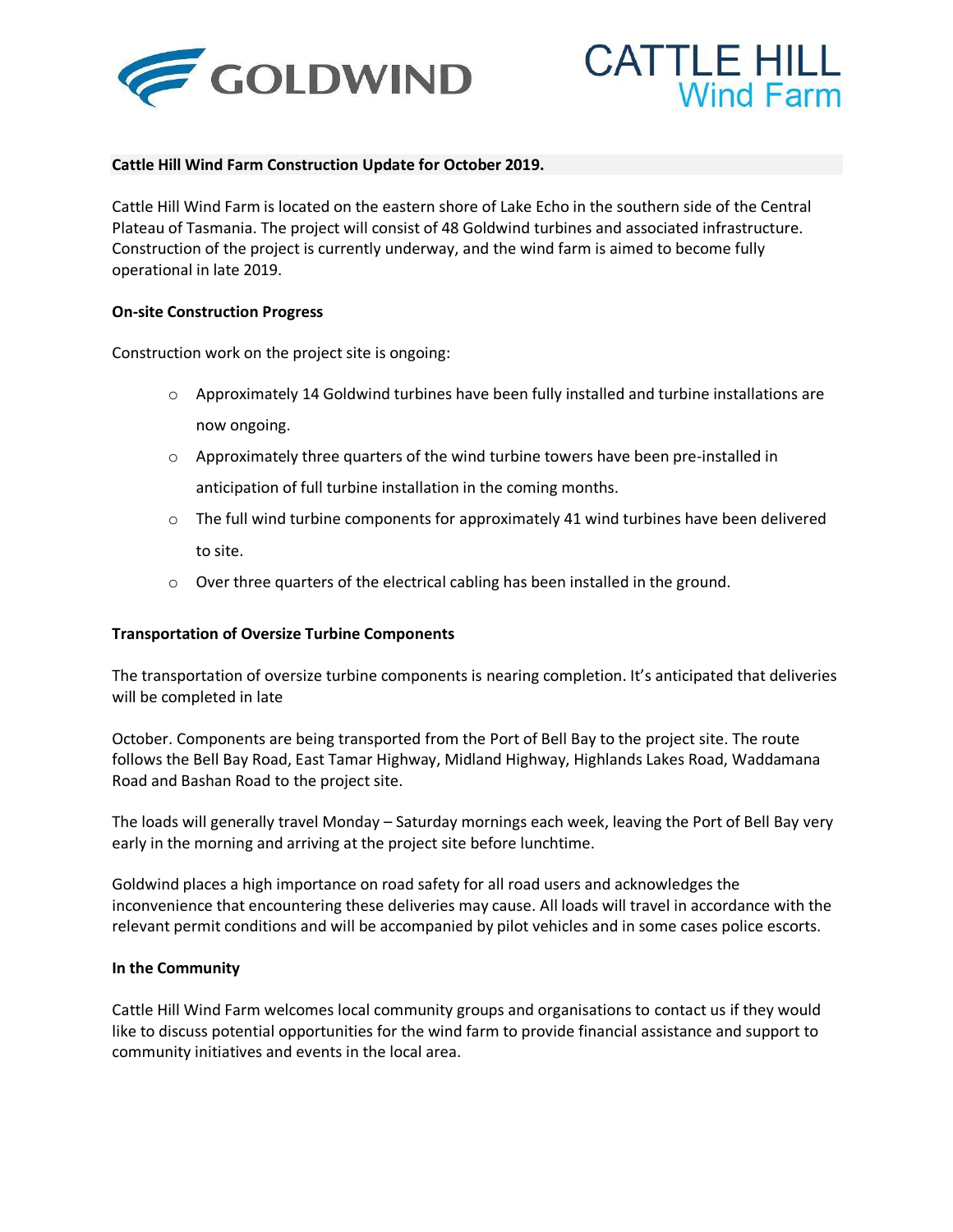GOLDWIND

CATTLE HILL
Wind Farm

**Cattle Hill Wind Farm Construction Update for October 2019.**

Cattle Hill Wind Farm is located on the eastern shore of Lake Echo in the southern side of the Central Plateau of Tasmania. The project will consist of 48 Goldwind turbines and associated infrastructure. Construction of the project is currently underway, and the wind farm is aimed to become fully operational in late 2019.

**On-site Construction Progress**

Construction work on the project site is ongoing:

- Approximately 14 Goldwind turbines have been fully installed and turbine installations are now ongoing.
- Approximately three quarters of the wind turbine towers have been pre-installed in anticipation of full turbine installation in the coming months.
- The full wind turbine components for approximately 41 wind turbines have been delivered to site.
- Over three quarters of the electrical cabling has been installed in the ground.

**Transportation of Oversize Turbine Components**

The transportation of oversize turbine components is nearing completion. It's anticipated that deliveries will be completed in late

October. Components are being transported from the Port of Bell Bay to the project site. The route follows the Bell Bay Road, East Tamar Highway, Midland Highway, Highlands Lakes Road, Waddamana Road and Bashan Road to the project site.

The loads will generally travel Monday – Saturday mornings each week, leaving the Port of Bell Bay very early in the morning and arriving at the project site before lunchtime.

Goldwind places a high importance on road safety for all road users and acknowledges the inconvenience that encountering these deliveries may cause. All loads will travel in accordance with the relevant permit conditions and will be accompanied by pilot vehicles and in some cases police escorts.

**In the Community**

Cattle Hill Wind Farm welcomes local community groups and organisations to contact us if they would like to discuss potential opportunities for the wind farm to provide financial assistance and support to community initiatives and events in the local area.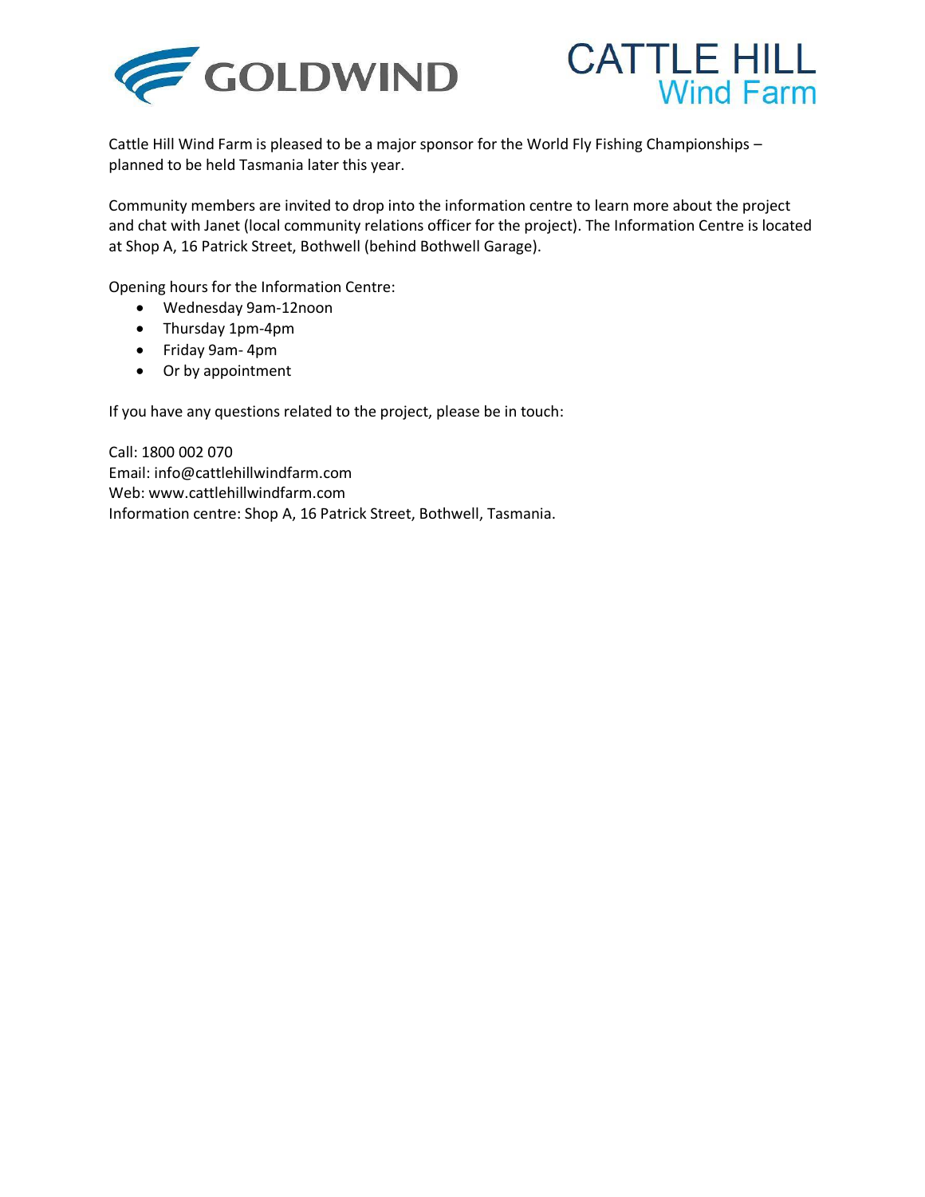Cattle Hill Wind Farm is pleased to be a major sponsor for the World Fly Fishing Championships – planned to be held Tasmania later this year.

Community members are invited to drop into the information centre to learn more about the project and chat with Janet (local community relations officer for the project). The Information Centre is located at Shop A, 16 Patrick Street, Bothwell (behind Bothwell Garage).

Opening hours for the Information Centre:

- Wednesday 9am-12noon
- Thursday 1pm-4pm
- Friday 9am- 4pm
- Or by appointment

If you have any questions related to the project, please be in touch:

Call: 1800 002 070
Email: info@cattlehillwindfarm.com
Web: www.cattlehillwindfarm.com
Information centre: Shop A, 16 Patrick Street, Bothwell, Tasmania.